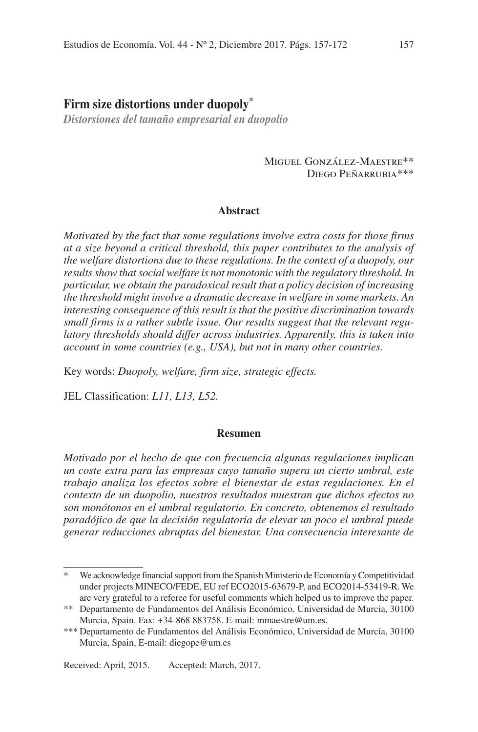# Firm size distortions under duopoly*

*Distorsiones del tamaño empresarial en duopolio*

Miguel González-Maestre**
Diego Peñarrubia***

## Abstract

*Motivated by the fact that some regulations involve extra costs for those firms at a size beyond a critical threshold, this paper contributes to the analysis of the welfare distortions due to these regulations. In the context of a duopoly, our results show that social welfare is not monotonic with the regulatory threshold. In particular, we obtain the paradoxical result that a policy decision of increasing the threshold might involve a dramatic decrease in welfare in some markets. An interesting consequence of this result is that the positive discrimination towards small firms is a rather subtle issue. Our results suggest that the relevant regulatory thresholds should differ across industries. Apparently, this is taken into account in some countries (e.g., USA), but not in many other countries.*

Key words: *Duopoly, welfare, firm size, strategic effects.*

JEL Classification: *L11, L13, L52.*

## Resumen

*Motivado por el hecho de que con frecuencia algunas regulaciones implican un coste extra para las empresas cuyo tamaño supera un cierto umbral, este trabajo analiza los efectos sobre el bienestar de estas regulaciones. En el contexto de un duopolio, nuestros resultados muestran que dichos efectos no son monótonos en el umbral regulatorio. En concreto, obtenemos el resultado paradójico de que la decisión regulatoria de elevar un poco el umbral puede generar reducciones abruptas del bienestar. Una consecuencia interesante de*

---

\* We acknowledge financial support from the Spanish Ministerio de Economía y Competitividad under projects MINECO/FEDE, EU ref ECO2015-63679-P, and ECO2014-53419-R. We are very grateful to a referee for useful comments which helped us to improve the paper.

\*\* Departamento de Fundamentos del Análisis Económico, Universidad de Murcia, 30100 Murcia, Spain. Fax: +34-868 883758. E-mail: mmaestre@um.es.

\*\*\* Departamento de Fundamentos del Análisis Económico, Universidad de Murcia, 30100 Murcia, Spain, E-mail: diegope@um.es

Received: April, 2015. Accepted: March, 2017.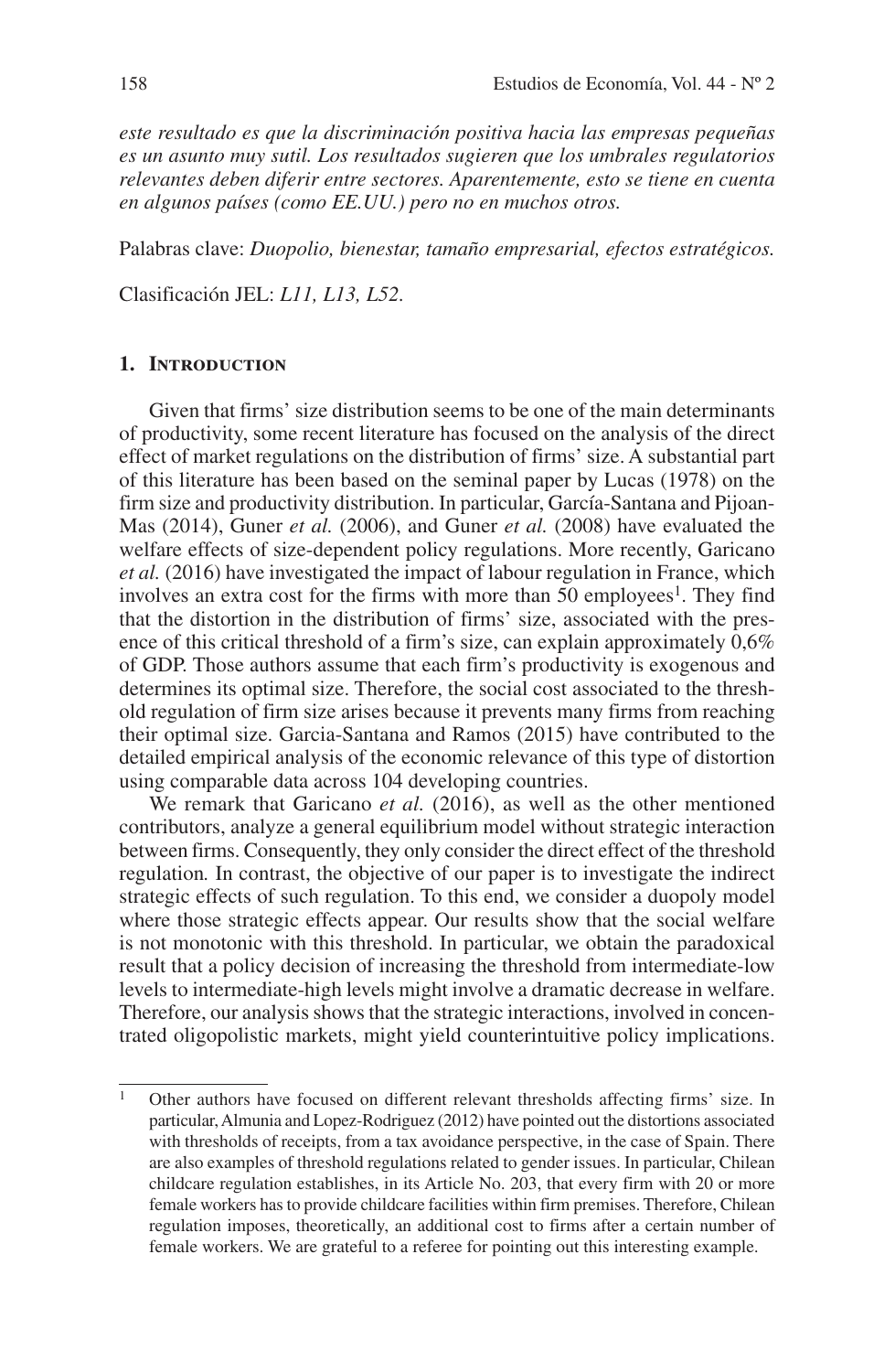*este resultado es que la discriminación positiva hacia las empresas pequeñas es un asunto muy sutil. Los resultados sugieren que los umbrales regulatorios relevantes deben diferir entre sectores. Aparentemente, esto se tiene en cuenta en algunos países (como EE.UU.) pero no en muchos otros.*

Palabras clave: *Duopolio, bienestar, tamaño empresarial, efectos estratégicos.*

Clasificación JEL: *L11, L13, L52.*

## 1. Introduction

Given that firms' size distribution seems to be one of the main determinants of productivity, some recent literature has focused on the analysis of the direct effect of market regulations on the distribution of firms' size. A substantial part of this literature has been based on the seminal paper by Lucas (1978) on the firm size and productivity distribution. In particular, García-Santana and Pijoan-Mas (2014), Guner *et al.* (2006), and Guner *et al.* (2008) have evaluated the welfare effects of size-dependent policy regulations. More recently, Garicano *et al.* (2016) have investigated the impact of labour regulation in France, which involves an extra cost for the firms with more than 50 employees[1]. They find that the distortion in the distribution of firms' size, associated with the presence of this critical threshold of a firm's size, can explain approximately 0,6% of GDP. Those authors assume that each firm's productivity is exogenous and determines its optimal size. Therefore, the social cost associated to the threshold regulation of firm size arises because it prevents many firms from reaching their optimal size. Garcia-Santana and Ramos (2015) have contributed to the detailed empirical analysis of the economic relevance of this type of distortion using comparable data across 104 developing countries.

We remark that Garicano *et al.* (2016), as well as the other mentioned contributors, analyze a general equilibrium model without strategic interaction between firms. Consequently, they only consider the direct effect of the threshold regulation*.* In contrast, the objective of our paper is to investigate the indirect strategic effects of such regulation. To this end, we consider a duopoly model where those strategic effects appear. Our results show that the social welfare is not monotonic with this threshold. In particular, we obtain the paradoxical result that a policy decision of increasing the threshold from intermediate-low levels to intermediate-high levels might involve a dramatic decrease in welfare. Therefore, our analysis shows that the strategic interactions, involved in concentrated oligopolistic markets, might yield counterintuitive policy implications.

[1] Other authors have focused on different relevant thresholds affecting firms' size. In particular, Almunia and Lopez-Rodriguez (2012) have pointed out the distortions associated with thresholds of receipts, from a tax avoidance perspective, in the case of Spain. There are also examples of threshold regulations related to gender issues. In particular, Chilean childcare regulation establishes, in its Article No. 203, that every firm with 20 or more female workers has to provide childcare facilities within firm premises. Therefore, Chilean regulation imposes, theoretically, an additional cost to firms after a certain number of female workers. We are grateful to a referee for pointing out this interesting example.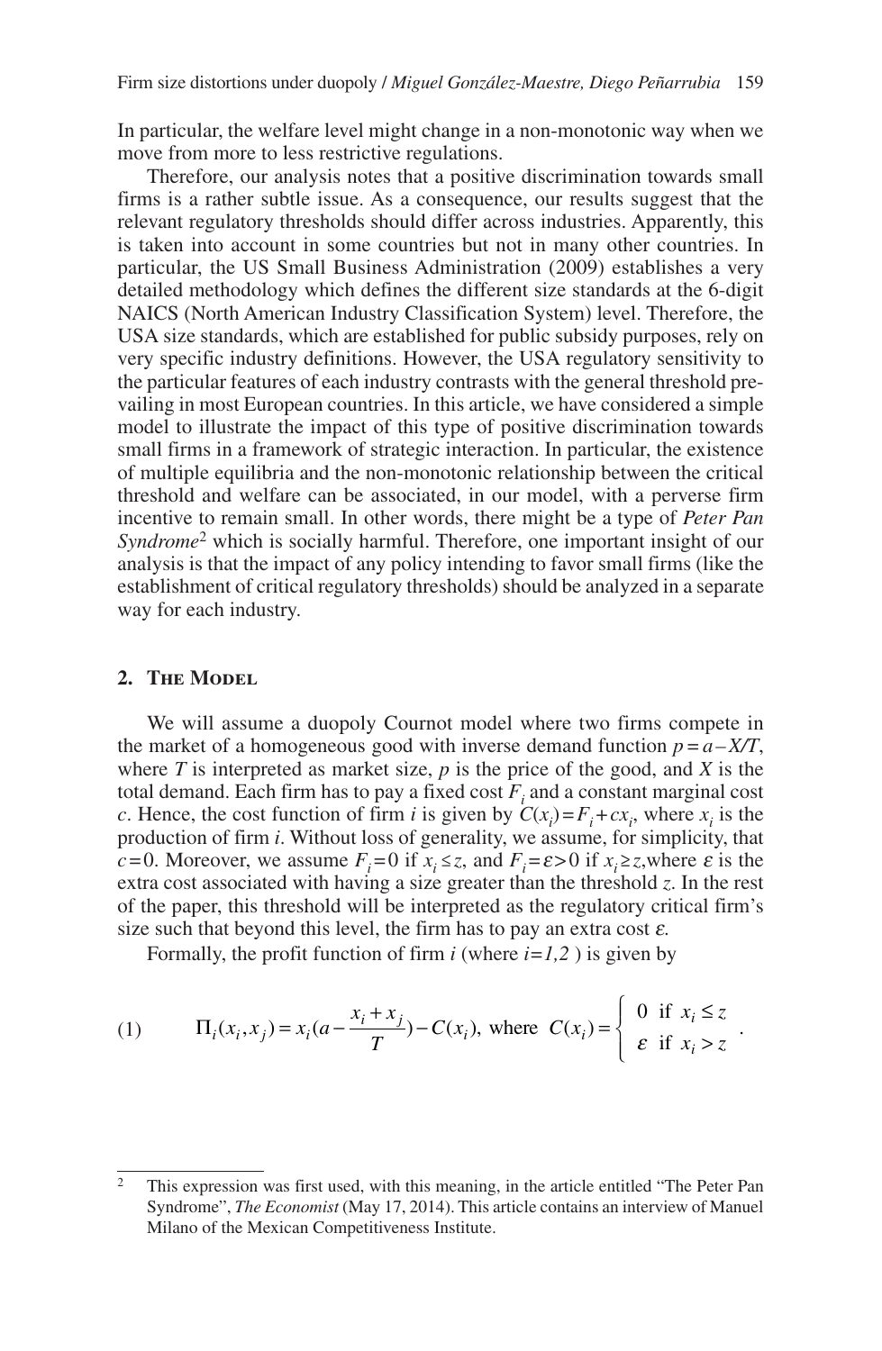In particular, the welfare level might change in a non-monotonic way when we move from more to less restrictive regulations.

Therefore, our analysis notes that a positive discrimination towards small firms is a rather subtle issue. As a consequence, our results suggest that the relevant regulatory thresholds should differ across industries. Apparently, this is taken into account in some countries but not in many other countries. In particular, the US Small Business Administration (2009) establishes a very detailed methodology which defines the different size standards at the 6-digit NAICS (North American Industry Classification System) level. Therefore, the USA size standards, which are established for public subsidy purposes, rely on very specific industry definitions. However, the USA regulatory sensitivity to the particular features of each industry contrasts with the general threshold prevailing in most European countries. In this article, we have considered a simple model to illustrate the impact of this type of positive discrimination towards small firms in a framework of strategic interaction. In particular, the existence of multiple equilibria and the non-monotonic relationship between the critical threshold and welfare can be associated, in our model, with a perverse firm incentive to remain small. In other words, there might be a type of *Peter Pan Syndrome*[2] which is socially harmful. Therefore, one important insight of our analysis is that the impact of any policy intending to favor small firms (like the establishment of critical regulatory thresholds) should be analyzed in a separate way for each industry.

## 2. The Model

We will assume a duopoly Cournot model where two firms compete in the market of a homogeneous good with inverse demand function $p = a - X/T$, where $T$ is interpreted as market size, $p$ is the price of the good, and $X$ is the total demand. Each firm has to pay a fixed cost $F_i$ and a constant marginal cost $c$. Hence, the cost function of firm $i$ is given by $C(x_i) = F_i + cx_i$, where $x_i$ is the production of firm $i$. Without loss of generality, we assume, for simplicity, that $c = 0$. Moreover, we assume $F_i = 0$ if $x_i \leq z$, and $F_i = \varepsilon > 0$ if $x_i \geq z$, where $\varepsilon$ is the extra cost associated with having a size greater than the threshold $z$. In the rest of the paper, this threshold will be interpreted as the regulatory critical firm's size such that beyond this level, the firm has to pay an extra cost $\varepsilon$.

Formally, the profit function of firm $i$ (where $i = 1,2$ ) is given by

$$\Pi_i(x_i, x_j) = x_i\left(a - \frac{x_i + x_j}{T}\right) - C(x_i), \text{ where } C(x_i) = \begin{cases} 0 & \text{if } x_i \leq z \\ \varepsilon & \text{if } x_i > z \end{cases}. \tag{1}$$

[2] This expression was first used, with this meaning, in the article entitled "The Peter Pan Syndrome", *The Economist* (May 17, 2014). This article contains an interview of Manuel Milano of the Mexican Competitiveness Institute.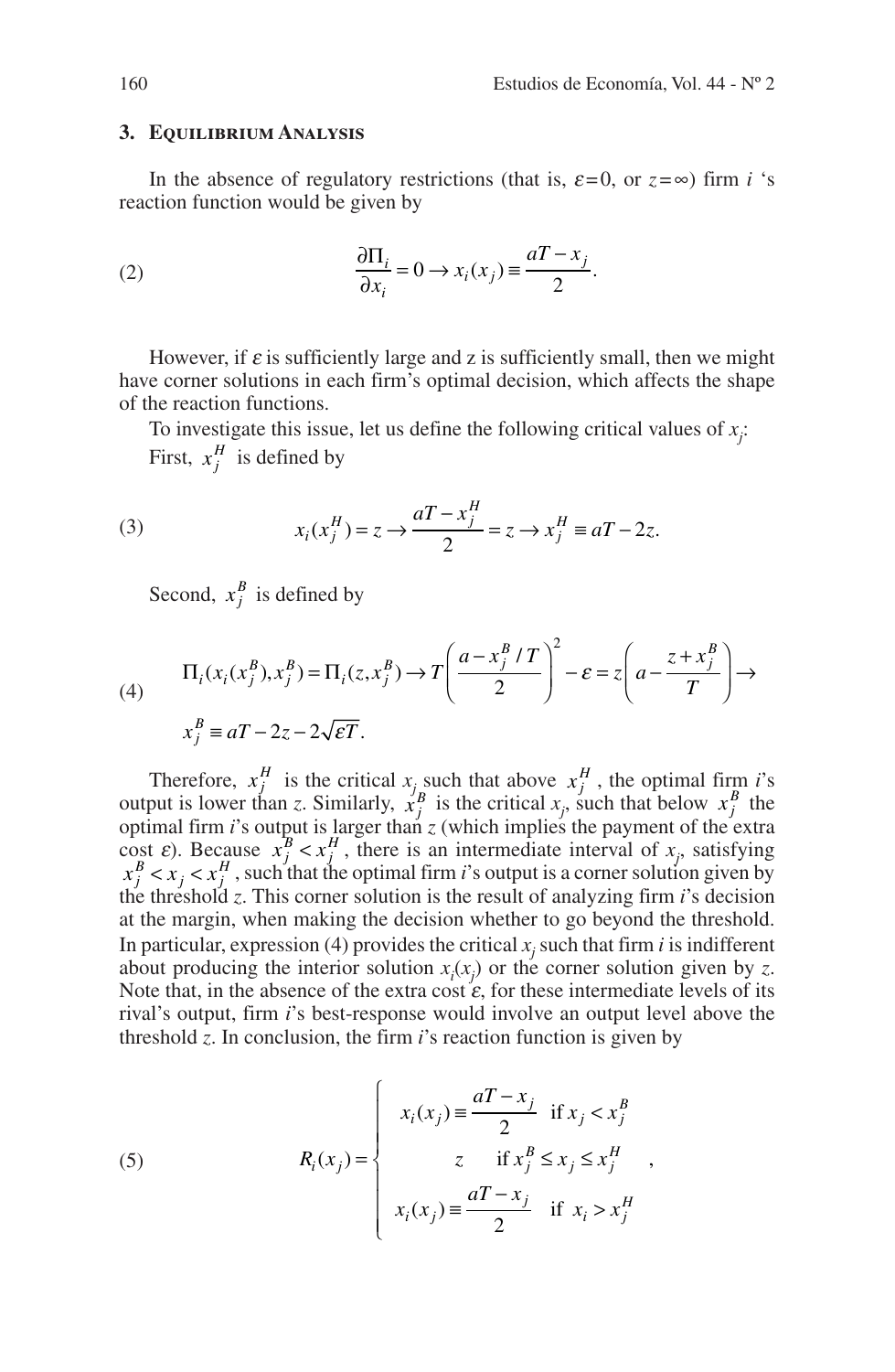## 3. Equilibrium Analysis

In the absence of regulatory restrictions (that is, $\varepsilon = 0$, or $z = \infty$) firm $i$ 's reaction function would be given by

$$\frac{\partial \Pi_i}{\partial x_i} = 0 \rightarrow x_i(x_j) \equiv \frac{aT - x_j}{2}. \tag{2}$$

However, if $\varepsilon$ is sufficiently large and z is sufficiently small, then we might have corner solutions in each firm's optimal decision, which affects the shape of the reaction functions.

To investigate this issue, let us define the following critical values of $x_j$:

First, $x_j^H$ is defined by

$$x_i(x_j^H) = z \rightarrow \frac{aT - x_j^H}{2} = z \rightarrow x_j^H \equiv aT - 2z. \tag{3}$$

Second, $x_j^B$ is defined by

$$\Pi_i(x_i(x_j^B), x_j^B) = \Pi_i(z, x_j^B) \rightarrow T\left(\frac{a - x_j^B / T}{2}\right)^2 - \varepsilon = z\left(a - \frac{z + x_j^B}{T}\right) \rightarrow \tag{4}$$
$$x_j^B \equiv aT - 2z - 2\sqrt{\varepsilon T}.$$

Therefore, $x_j^H$ is the critical $x_j$ such that above $x_j^H$, the optimal firm $i$'s output is lower than $z$. Similarly, $x_j^B$ is the critical $x_j$, such that below $x_j^B$ the optimal firm $i$'s output is larger than $z$ (which implies the payment of the extra cost $\varepsilon$). Because $x_j^B < x_j^H$, there is an intermediate interval of $x_j$, satisfying $x_j^B < x_j < x_j^H$, such that the optimal firm $i$'s output is a corner solution given by the threshold $z$. This corner solution is the result of analyzing firm $i$'s decision at the margin, when making the decision whether to go beyond the threshold. In particular, expression (4) provides the critical $x_j$ such that firm $i$ is indifferent about producing the interior solution $x_i(x_j)$ or the corner solution given by $z$. Note that, in the absence of the extra cost $\varepsilon$, for these intermediate levels of its rival's output, firm $i$'s best-response would involve an output level above the threshold $z$. In conclusion, the firm $i$'s reaction function is given by

$$R_i(x_j) = \begin{cases} x_i(x_j) \equiv \dfrac{aT - x_j}{2} & \text{if } x_j < x_j^B \\ z & \text{if } x_j^B \leq x_j \leq x_j^H \\ x_i(x_j) \equiv \dfrac{aT - x_j}{2} & \text{if } x_i > x_j^H \end{cases}, \tag{5}$$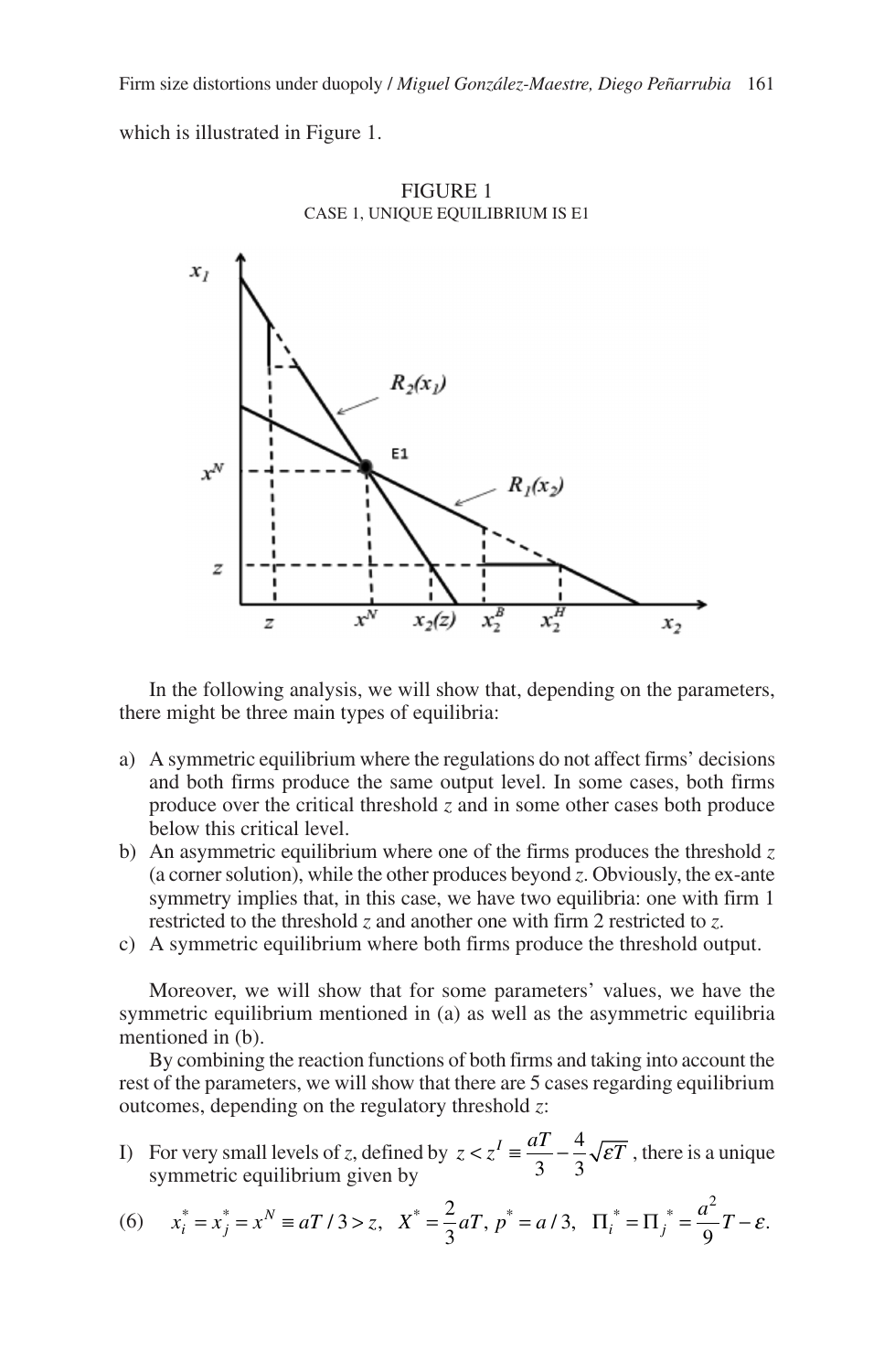which is illustrated in Figure 1.

FIGURE 1
CASE 1, UNIQUE EQUILIBRIUM IS E1

In the following analysis, we will show that, depending on the parameters, there might be three main types of equilibria:

a) A symmetric equilibrium where the regulations do not affect firms' decisions and both firms produce the same output level. In some cases, both firms produce over the critical threshold $z$ and in some other cases both produce below this critical level.
b) An asymmetric equilibrium where one of the firms produces the threshold $z$ (a corner solution), while the other produces beyond $z$. Obviously, the ex-ante symmetry implies that, in this case, we have two equilibria: one with firm 1 restricted to the threshold $z$ and another one with firm 2 restricted to $z$.
c) A symmetric equilibrium where both firms produce the threshold output.

Moreover, we will show that for some parameters' values, we have the symmetric equilibrium mentioned in (a) as well as the asymmetric equilibria mentioned in (b).

By combining the reaction functions of both firms and taking into account the rest of the parameters, we will show that there are 5 cases regarding equilibrium outcomes, depending on the regulatory threshold $z$:

I) For very small levels of $z$, defined by $z < z^I \equiv \frac{aT}{3} - \frac{4}{3}\sqrt{\varepsilon T}$ , there is a unique symmetric equilibrium given by

$$(6) \quad x_i^* = x_j^* = x^N \equiv aT/3 > z, \quad X^* = \frac{2}{3}aT, \; p^* = a/3, \quad \Pi_i^* = \Pi_j^* = \frac{a^2}{9}T - \varepsilon.$$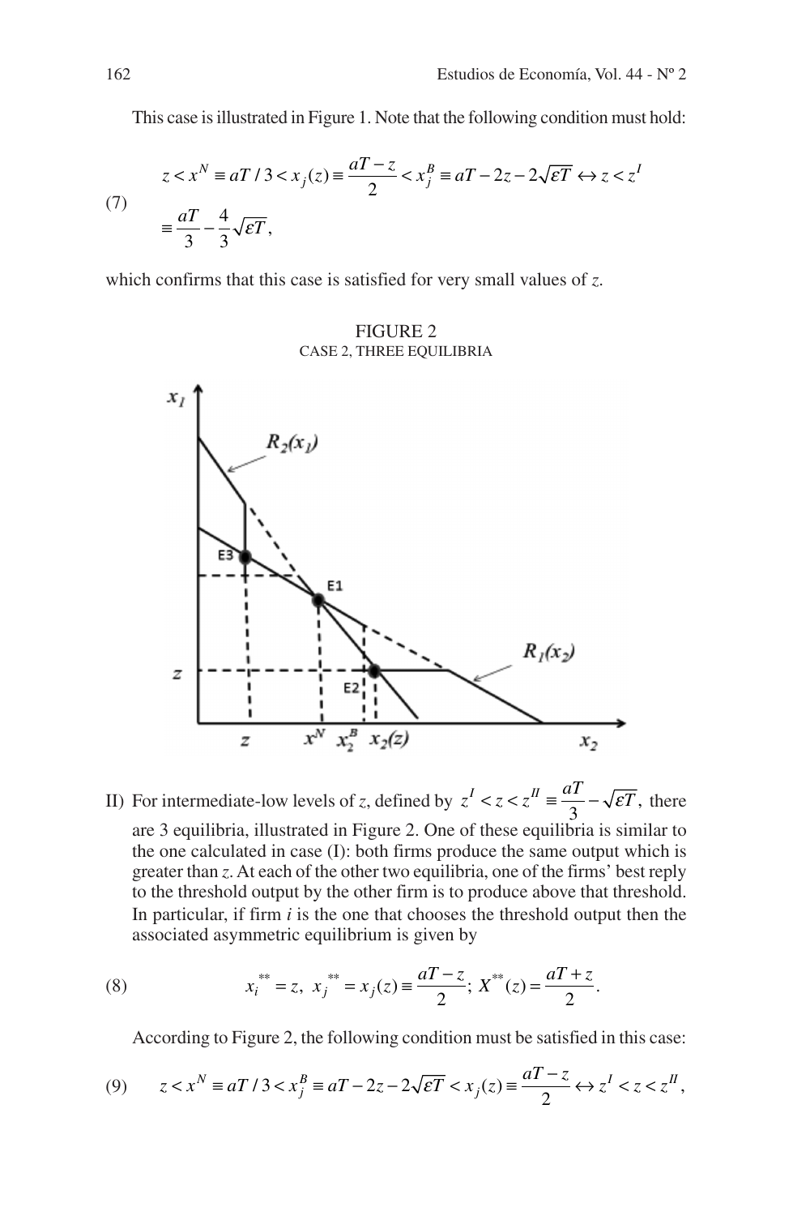This case is illustrated in Figure 1. Note that the following condition must hold:

$$z < x^N \equiv aT/3 < x_j(z) \equiv \frac{aT-z}{2} < x_j^B \equiv aT - 2z - 2\sqrt{\varepsilon T} \leftrightarrow z < z^I \equiv \frac{aT}{3} - \frac{4}{3}\sqrt{\varepsilon T}, \tag{7}$$

which confirms that this case is satisfied for very small values of *z*.

FIGURE 2
CASE 2, THREE EQUILIBRIA

II) For intermediate-low levels of *z*, defined by $z^I < z < z^{II} \equiv \frac{aT}{3} - \sqrt{\varepsilon T}$, there are 3 equilibria, illustrated in Figure 2. One of these equilibria is similar to the one calculated in case (I): both firms produce the same output which is greater than *z*. At each of the other two equilibria, one of the firms' best reply to the threshold output by the other firm is to produce above that threshold. In particular, if firm *i* is the one that chooses the threshold output then the associated asymmetric equilibrium is given by

$$x_i^{**} = z,\ x_j^{**} = x_j(z) \equiv \frac{aT-z}{2};\ X^{**}(z) = \frac{aT+z}{2}. \tag{8}$$

According to Figure 2, the following condition must be satisfied in this case:

$$z < x^N \equiv aT/3 < x_j^B \equiv aT - 2z - 2\sqrt{\varepsilon T} < x_j(z) \equiv \frac{aT-z}{2} \leftrightarrow z^I < z < z^{II}, \tag{9}$$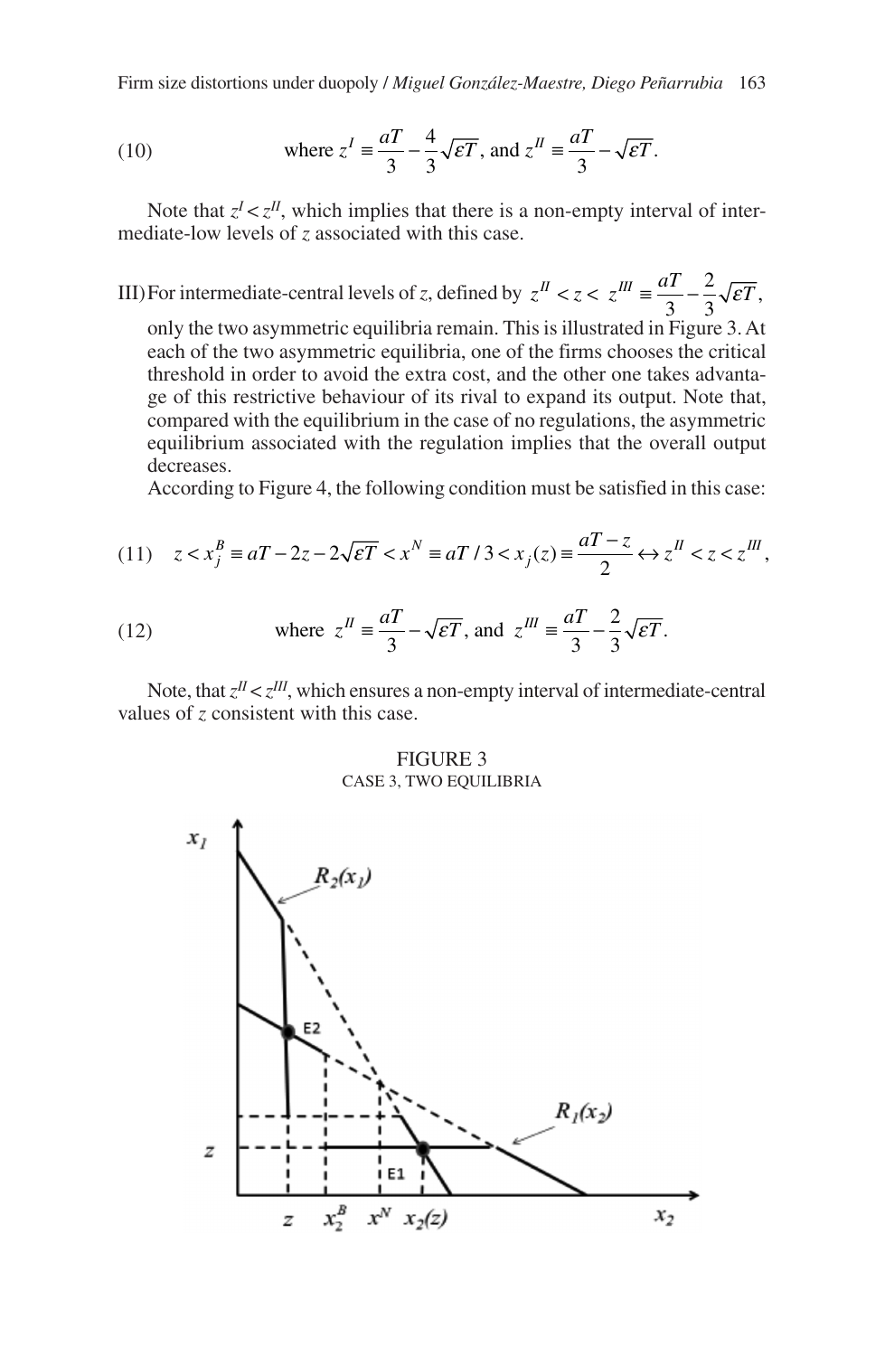(10) where $z^{I} \equiv \dfrac{aT}{3} - \dfrac{4}{3}\sqrt{\varepsilon T}$, and $z^{II} \equiv \dfrac{aT}{3} - \sqrt{\varepsilon T}$.

Note that $z^{I} < z^{II}$, which implies that there is a non-empty interval of intermediate-low levels of $z$ associated with this case.

III) For intermediate-central levels of $z$, defined by $z^{II} < z < z^{III} \equiv \dfrac{aT}{3} - \dfrac{2}{3}\sqrt{\varepsilon T}$, only the two asymmetric equilibria remain. This is illustrated in Figure 3. At each of the two asymmetric equilibria, one of the firms chooses the critical threshold in order to avoid the extra cost, and the other one takes advantage of this restrictive behaviour of its rival to expand its output. Note that, compared with the equilibrium in the case of no regulations, the asymmetric equilibrium associated with the regulation implies that the overall output decreases.

According to Figure 4, the following condition must be satisfied in this case:

$$(11) \quad z < x_j^B \equiv aT - 2z - 2\sqrt{\varepsilon T} < x^N \equiv aT/3 < x_j(z) \equiv \frac{aT - z}{2} \leftrightarrow z^{II} < z < z^{III},$$

(12) where $z^{II} \equiv \dfrac{aT}{3} - \sqrt{\varepsilon T}$, and $z^{III} \equiv \dfrac{aT}{3} - \dfrac{2}{3}\sqrt{\varepsilon T}$.

Note, that $z^{II} < z^{III}$, which ensures a non-empty interval of intermediate-central values of $z$ consistent with this case.

FIGURE 3
CASE 3, TWO EQUILIBRIA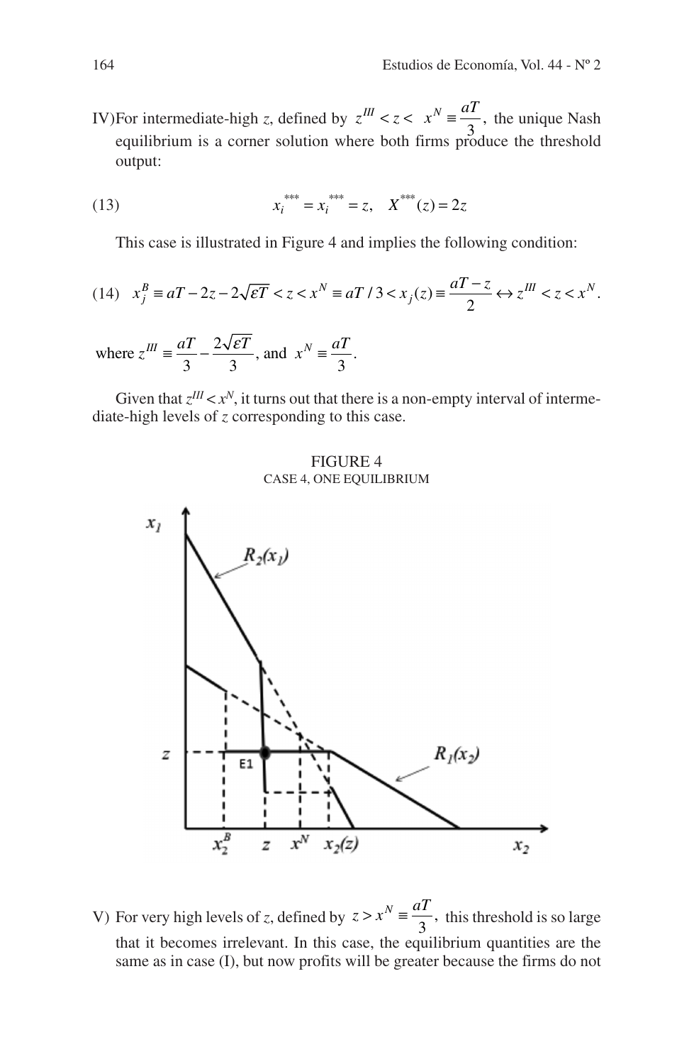IV) For intermediate-high $z$, defined by $z^{III} < z < \; x^N \equiv \frac{aT}{3}$, the unique Nash equilibrium is a corner solution where both firms produce the threshold output:

$$x_i^{***} = x_i^{***} = z, \quad X^{***}(z) = 2z \tag{13}$$

This case is illustrated in Figure 4 and implies the following condition:

$$x_j^B \equiv aT - 2z - 2\sqrt{\varepsilon T} < z < x^N \equiv aT/3 < x_j(z) \equiv \frac{aT - z}{2} \leftrightarrow z^{III} < z < x^N. \tag{14}$$

where $z^{III} \equiv \frac{aT}{3} - \frac{2\sqrt{\varepsilon T}}{3}$, and $x^N \equiv \frac{aT}{3}$.

Given that $z^{III} < x^N$, it turns out that there is a non-empty interval of intermediate-high levels of $z$ corresponding to this case.

FIGURE 4
CASE 4, ONE EQUILIBRIUM

V) For very high levels of $z$, defined by $z > x^N \equiv \frac{aT}{3}$, this threshold is so large that it becomes irrelevant. In this case, the equilibrium quantities are the same as in case (I), but now profits will be greater because the firms do not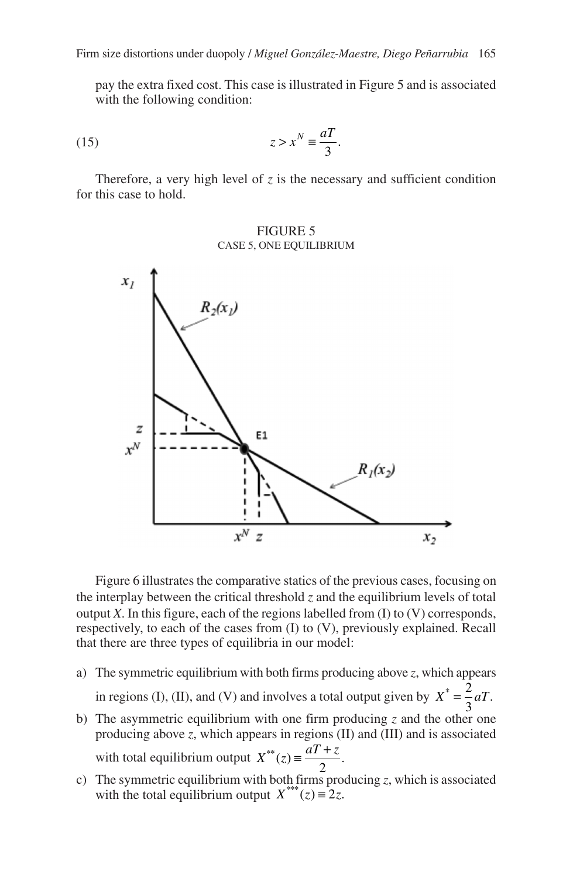pay the extra fixed cost. This case is illustrated in Figure 5 and is associated with the following condition:

$$z > x^N \equiv \frac{aT}{3}. \tag{15}$$

Therefore, a very high level of $z$ is the necessary and sufficient condition for this case to hold.

FIGURE 5
CASE 5, ONE EQUILIBRIUM

Figure 6 illustrates the comparative statics of the previous cases, focusing on the interplay between the critical threshold $z$ and the equilibrium levels of total output $X$. In this figure, each of the regions labelled from (I) to (V) corresponds, respectively, to each of the cases from (I) to (V), previously explained. Recall that there are three types of equilibria in our model:

a) The symmetric equilibrium with both firms producing above $z$, which appears in regions (I), (II), and (V) and involves a total output given by $X^* = \frac{2}{3}aT$.
b) The asymmetric equilibrium with one firm producing $z$ and the other one producing above $z$, which appears in regions (II) and (III) and is associated with total equilibrium output $X^{**}(z) \equiv \frac{aT + z}{2}$.
c) The symmetric equilibrium with both firms producing $z$, which is associated with the total equilibrium output $X^{***}(z) \equiv 2z$.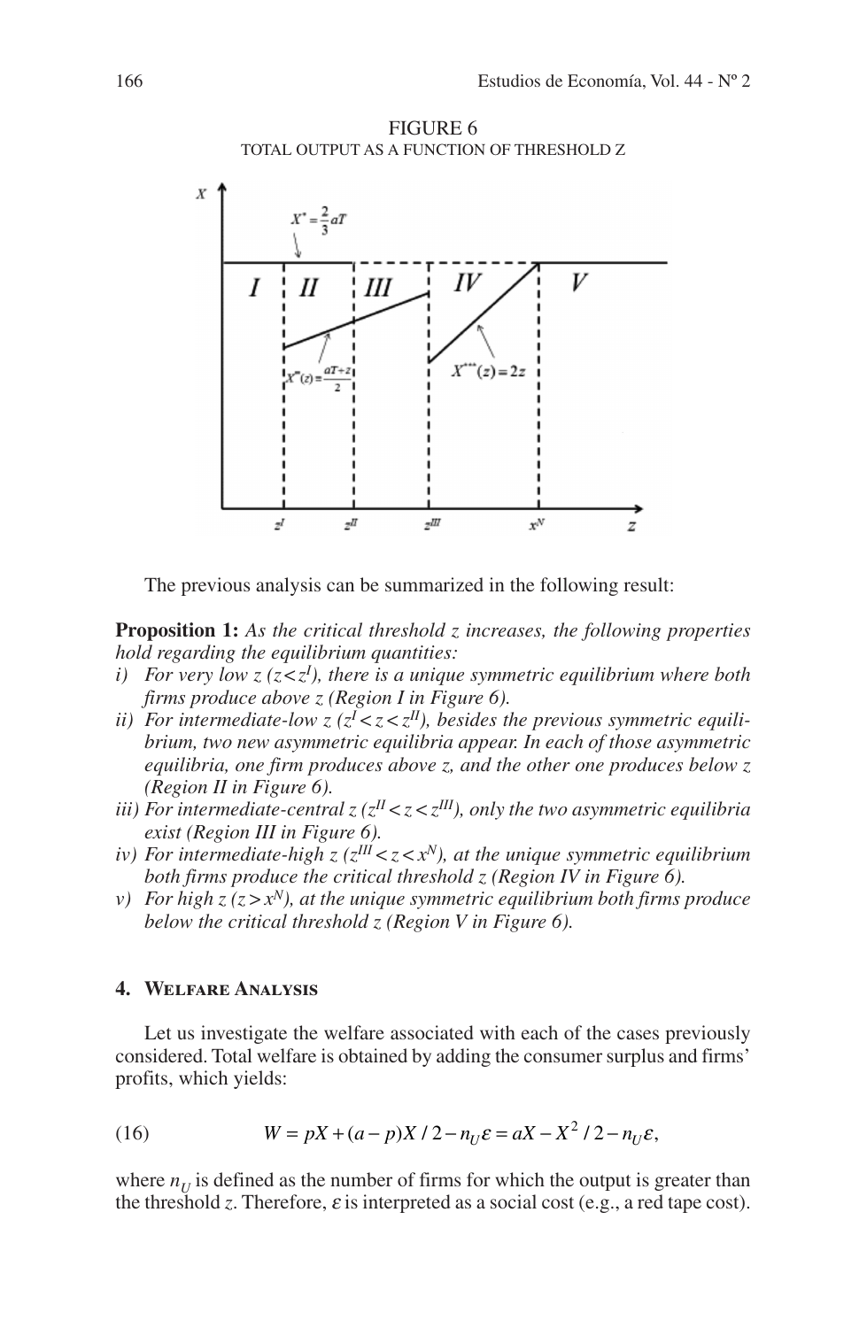FIGURE 6
TOTAL OUTPUT AS A FUNCTION OF THRESHOLD Z

The previous analysis can be summarized in the following result:

**Proposition 1:** *As the critical threshold z increases, the following properties hold regarding the equilibrium quantities:*

*i) For very low z ($z<z^I$), there is a unique symmetric equilibrium where both firms produce above z (Region I in Figure 6).*

*ii) For intermediate-low z ($z^I<z<z^{II}$), besides the previous symmetric equilibrium, two new asymmetric equilibria appear. In each of those asymmetric equilibria, one firm produces above z, and the other one produces below z (Region II in Figure 6).*

*iii) For intermediate-central z ($z^{II}<z<z^{III}$), only the two asymmetric equilibria exist (Region III in Figure 6).*

*iv) For intermediate-high z ($z^{III}<z<x^N$), at the unique symmetric equilibrium both firms produce the critical threshold z (Region IV in Figure 6).*

*v) For high z ($z>x^N$), at the unique symmetric equilibrium both firms produce below the critical threshold z (Region V in Figure 6).*

## 4. Welfare Analysis

Let us investigate the welfare associated with each of the cases previously considered. Total welfare is obtained by adding the consumer surplus and firms' profits, which yields:

$$W = pX + (a-p)X/2 - n_U\varepsilon = aX - X^2/2 - n_U\varepsilon, \tag{16}$$

where $n_U$ is defined as the number of firms for which the output is greater than the threshold $z$. Therefore, $\varepsilon$ is interpreted as a social cost (e.g., a red tape cost).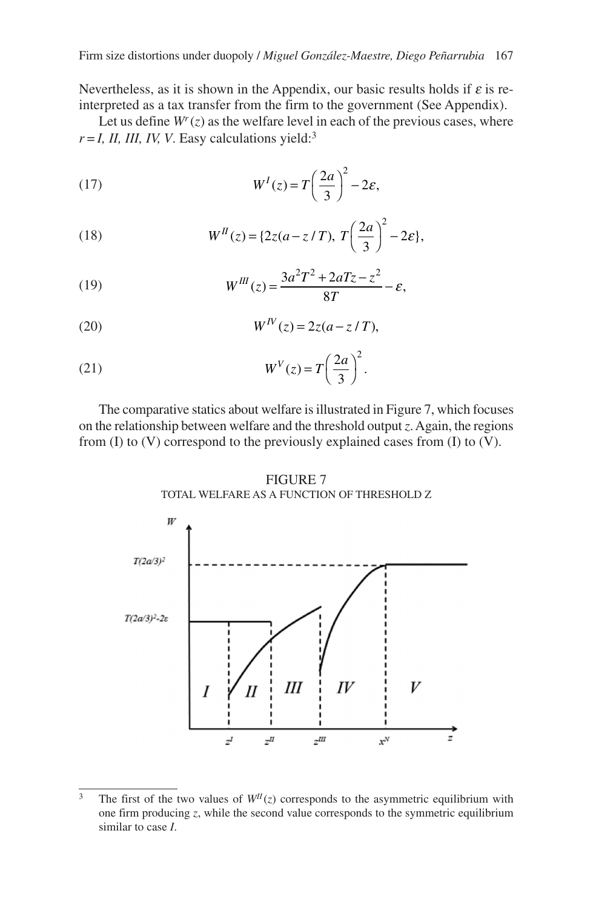Nevertheless, as it is shown in the Appendix, our basic results holds if $\varepsilon$ is re-interpreted as a tax transfer from the firm to the government (See Appendix).

Let us define $W^r(z)$ as the welfare level in each of the previous cases, where $r = I, II, III, IV, V$. Easy calculations yield:[3]

$$W^{I}(z) = T\left(\frac{2a}{3}\right)^2 - 2\varepsilon, \tag{17}$$

$$W^{II}(z) = \{2z(a - z/T),\ T\left(\frac{2a}{3}\right)^2 - 2\varepsilon\}, \tag{18}$$

$$W^{III}(z) = \frac{3a^2T^2 + 2aTz - z^2}{8T} - \varepsilon, \tag{19}$$

$$W^{IV}(z) = 2z(a - z/T), \tag{20}$$

$$W^{V}(z) = T\left(\frac{2a}{3}\right)^2. \tag{21}$$

The comparative statics about welfare is illustrated in Figure 7, which focuses on the relationship between welfare and the threshold output $z$. Again, the regions from (I) to (V) correspond to the previously explained cases from (I) to (V).

FIGURE 7
TOTAL WELFARE AS A FUNCTION OF THRESHOLD Z

[3] The first of the two values of $W^{II}(z)$ corresponds to the asymmetric equilibrium with one firm producing $z$, while the second value corresponds to the symmetric equilibrium similar to case *I*.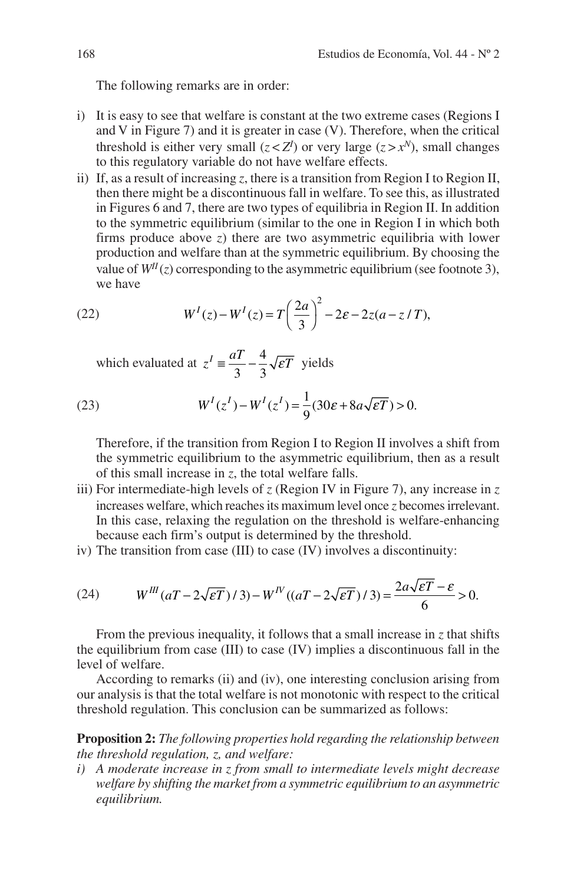The following remarks are in order:

i) It is easy to see that welfare is constant at the two extreme cases (Regions I and V in Figure 7) and it is greater in case (V). Therefore, when the critical threshold is either very small ($z < Z^I$) or very large ($z > x^N$), small changes to this regulatory variable do not have welfare effects.

ii) If, as a result of increasing $z$, there is a transition from Region I to Region II, then there might be a discontinuous fall in welfare. To see this, as illustrated in Figures 6 and 7, there are two types of equilibria in Region II. In addition to the symmetric equilibrium (similar to the one in Region I in which both firms produce above $z$) there are two asymmetric equilibria with lower production and welfare than at the symmetric equilibrium. By choosing the value of $W^{II}(z)$ corresponding to the asymmetric equilibrium (see footnote 3), we have

$$W^I(z) - W^I(z) = T\left(\frac{2a}{3}\right)^2 - 2\varepsilon - 2z(a - z/T), \tag{22}$$

which evaluated at $z^I \equiv \frac{aT}{3} - \frac{4}{3}\sqrt{\varepsilon T}$ yields

$$W^I(z^I) - W^I(z^I) = \frac{1}{9}(30\varepsilon + 8a\sqrt{\varepsilon T}) > 0. \tag{23}$$

Therefore, if the transition from Region I to Region II involves a shift from the symmetric equilibrium to the asymmetric equilibrium, then as a result of this small increase in $z$, the total welfare falls.

iii) For intermediate-high levels of $z$ (Region IV in Figure 7), any increase in $z$ increases welfare, which reaches its maximum level once $z$ becomes irrelevant. In this case, relaxing the regulation on the threshold is welfare-enhancing because each firm's output is determined by the threshold.

iv) The transition from case (III) to case (IV) involves a discontinuity:

$$W^{III}(aT - 2\sqrt{\varepsilon T})/3) - W^{IV}((aT - 2\sqrt{\varepsilon T})/3) = \frac{2a\sqrt{\varepsilon T} - \varepsilon}{6} > 0. \tag{24}$$

From the previous inequality, it follows that a small increase in $z$ that shifts the equilibrium from case (III) to case (IV) implies a discontinuous fall in the level of welfare.

According to remarks (ii) and (iv), one interesting conclusion arising from our analysis is that the total welfare is not monotonic with respect to the critical threshold regulation. This conclusion can be summarized as follows:

**Proposition 2:** *The following properties hold regarding the relationship between the threshold regulation, z, and welfare:*

*i) A moderate increase in z from small to intermediate levels might decrease welfare by shifting the market from a symmetric equilibrium to an asymmetric equilibrium.*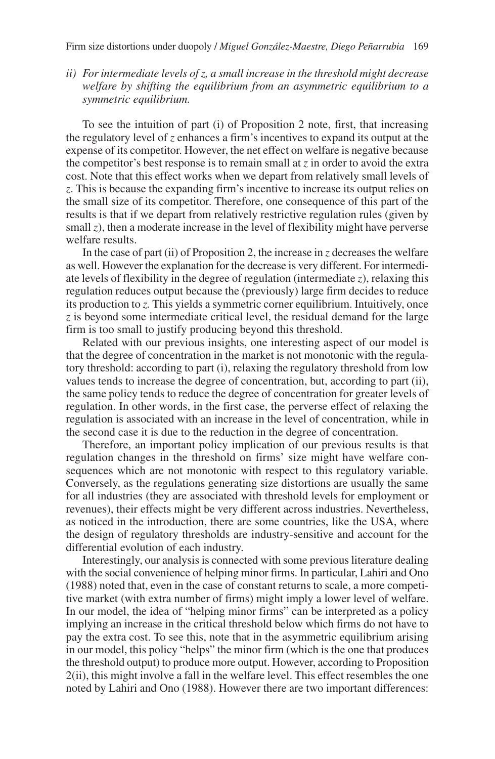*ii) For intermediate levels of z, a small increase in the threshold might decrease welfare by shifting the equilibrium from an asymmetric equilibrium to a symmetric equilibrium.*

To see the intuition of part (i) of Proposition 2 note, first, that increasing the regulatory level of $z$ enhances a firm's incentives to expand its output at the expense of its competitor. However, the net effect on welfare is negative because the competitor's best response is to remain small at $z$ in order to avoid the extra cost. Note that this effect works when we depart from relatively small levels of $z$. This is because the expanding firm's incentive to increase its output relies on the small size of its competitor. Therefore, one consequence of this part of the results is that if we depart from relatively restrictive regulation rules (given by small $z$), then a moderate increase in the level of flexibility might have perverse welfare results.

In the case of part (ii) of Proposition 2, the increase in $z$ decreases the welfare as well. However the explanation for the decrease is very different. For intermediate levels of flexibility in the degree of regulation (intermediate $z$), relaxing this regulation reduces output because the (previously) large firm decides to reduce its production to $z$. This yields a symmetric corner equilibrium. Intuitively, once $z$ is beyond some intermediate critical level, the residual demand for the large firm is too small to justify producing beyond this threshold.

Related with our previous insights, one interesting aspect of our model is that the degree of concentration in the market is not monotonic with the regulatory threshold: according to part (i), relaxing the regulatory threshold from low values tends to increase the degree of concentration, but, according to part (ii), the same policy tends to reduce the degree of concentration for greater levels of regulation. In other words, in the first case, the perverse effect of relaxing the regulation is associated with an increase in the level of concentration, while in the second case it is due to the reduction in the degree of concentration.

Therefore, an important policy implication of our previous results is that regulation changes in the threshold on firms' size might have welfare consequences which are not monotonic with respect to this regulatory variable. Conversely, as the regulations generating size distortions are usually the same for all industries (they are associated with threshold levels for employment or revenues), their effects might be very different across industries. Nevertheless, as noticed in the introduction, there are some countries, like the USA, where the design of regulatory thresholds are industry-sensitive and account for the differential evolution of each industry.

Interestingly, our analysis is connected with some previous literature dealing with the social convenience of helping minor firms. In particular, Lahiri and Ono (1988) noted that, even in the case of constant returns to scale, a more competitive market (with extra number of firms) might imply a lower level of welfare. In our model, the idea of "helping minor firms" can be interpreted as a policy implying an increase in the critical threshold below which firms do not have to pay the extra cost. To see this, note that in the asymmetric equilibrium arising in our model, this policy "helps" the minor firm (which is the one that produces the threshold output) to produce more output. However, according to Proposition 2(ii), this might involve a fall in the welfare level. This effect resembles the one noted by Lahiri and Ono (1988). However there are two important differences: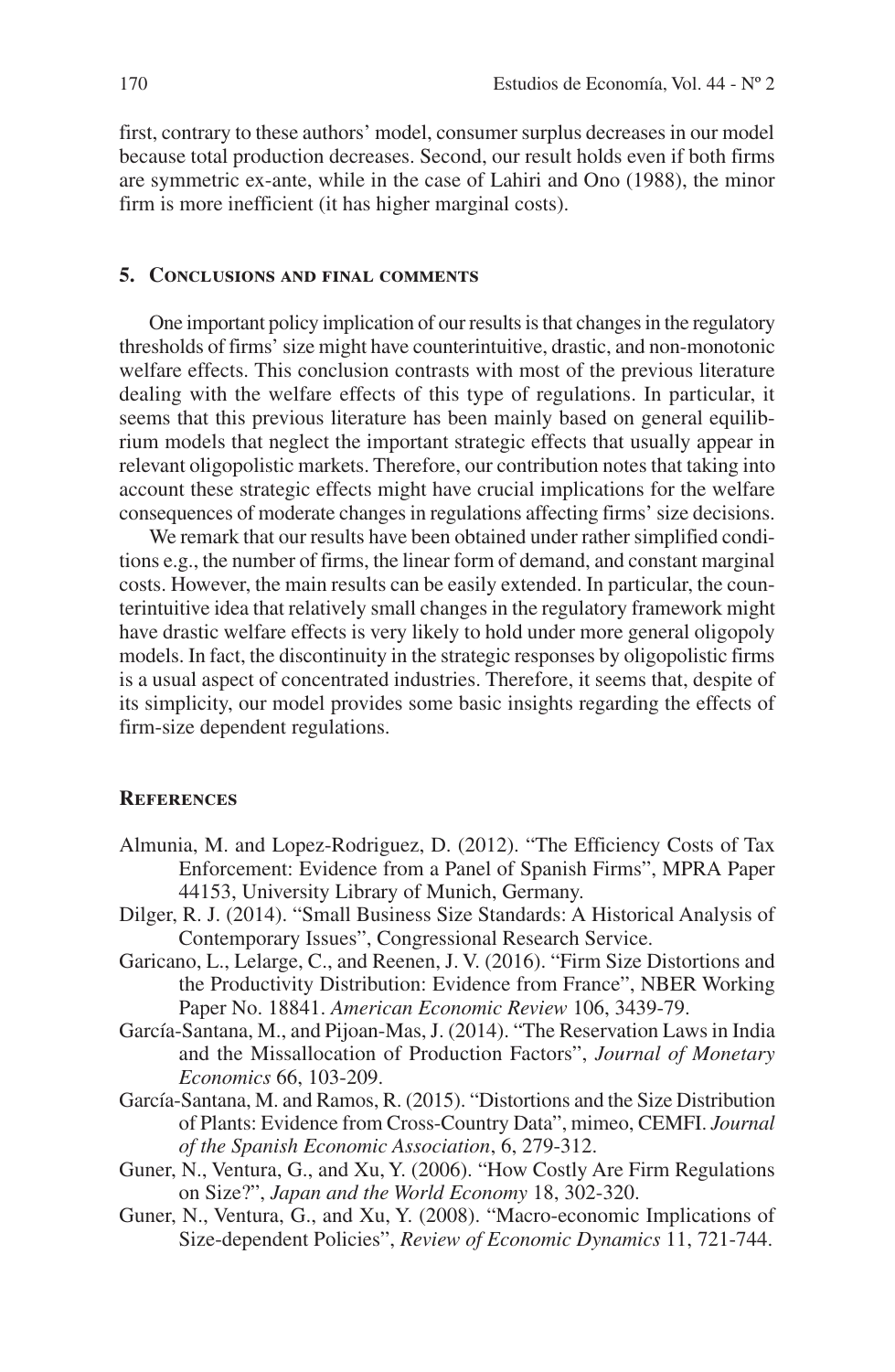first, contrary to these authors' model, consumer surplus decreases in our model because total production decreases. Second, our result holds even if both firms are symmetric ex-ante, while in the case of Lahiri and Ono (1988), the minor firm is more inefficient (it has higher marginal costs).

## 5. Conclusions and final comments

One important policy implication of our results is that changes in the regulatory thresholds of firms' size might have counterintuitive, drastic, and non-monotonic welfare effects. This conclusion contrasts with most of the previous literature dealing with the welfare effects of this type of regulations. In particular, it seems that this previous literature has been mainly based on general equilibrium models that neglect the important strategic effects that usually appear in relevant oligopolistic markets. Therefore, our contribution notes that taking into account these strategic effects might have crucial implications for the welfare consequences of moderate changes in regulations affecting firms' size decisions.

We remark that our results have been obtained under rather simplified conditions e.g., the number of firms, the linear form of demand, and constant marginal costs. However, the main results can be easily extended. In particular, the counterintuitive idea that relatively small changes in the regulatory framework might have drastic welfare effects is very likely to hold under more general oligopoly models. In fact, the discontinuity in the strategic responses by oligopolistic firms is a usual aspect of concentrated industries. Therefore, it seems that, despite of its simplicity, our model provides some basic insights regarding the effects of firm-size dependent regulations.

## References

Almunia, M. and Lopez-Rodriguez, D. (2012). "The Efficiency Costs of Tax Enforcement: Evidence from a Panel of Spanish Firms", MPRA Paper 44153, University Library of Munich, Germany.

Dilger, R. J. (2014). "Small Business Size Standards: A Historical Analysis of Contemporary Issues", Congressional Research Service.

Garicano, L., Lelarge, C., and Reenen, J. V. (2016). "Firm Size Distortions and the Productivity Distribution: Evidence from France", NBER Working Paper No. 18841. *American Economic Review* 106, 3439-79.

García-Santana, M., and Pijoan-Mas, J. (2014). "The Reservation Laws in India and the Missallocation of Production Factors", *Journal of Monetary Economics* 66, 103-209.

García-Santana, M. and Ramos, R. (2015). "Distortions and the Size Distribution of Plants: Evidence from Cross-Country Data", mimeo, CEMFI. *Journal of the Spanish Economic Association*, 6, 279-312.

Guner, N., Ventura, G., and Xu, Y. (2006). "How Costly Are Firm Regulations on Size?", *Japan and the World Economy* 18, 302-320.

Guner, N., Ventura, G., and Xu, Y. (2008). "Macro-economic Implications of Size-dependent Policies", *Review of Economic Dynamics* 11, 721-744.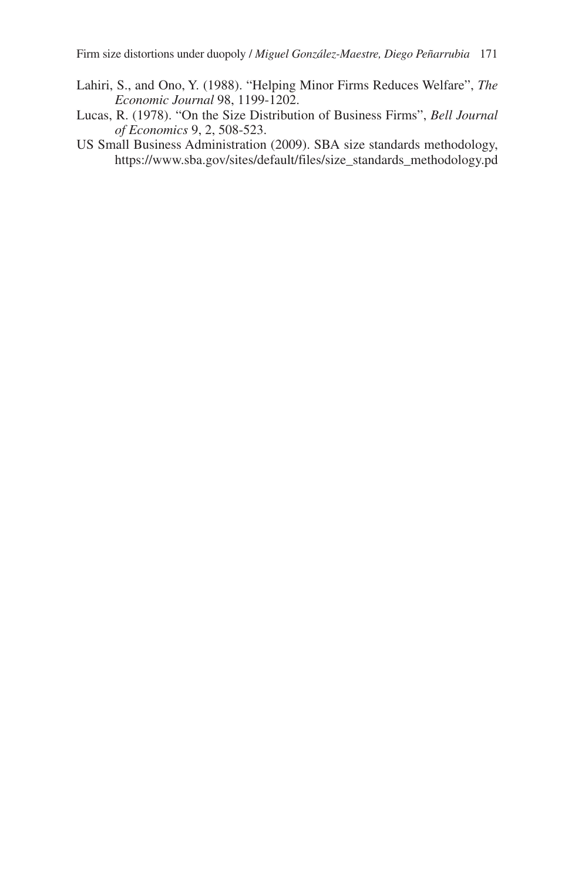Lahiri, S., and Ono, Y. (1988). "Helping Minor Firms Reduces Welfare", *The Economic Journal* 98, 1199-1202.

Lucas, R. (1978). "On the Size Distribution of Business Firms", *Bell Journal of Economics* 9, 2, 508-523.

US Small Business Administration (2009). SBA size standards methodology, https://www.sba.gov/sites/default/files/size_standards_methodology.pd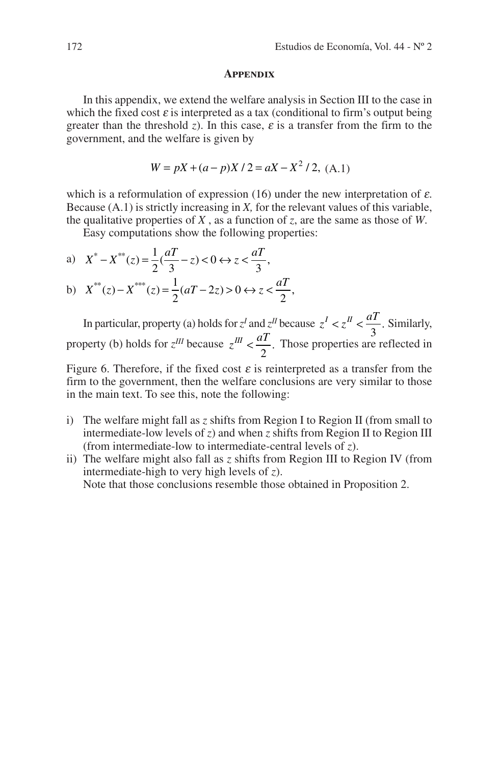## Appendix

In this appendix, we extend the welfare analysis in Section III to the case in which the fixed cost $\varepsilon$ is interpreted as a tax (conditional to firm's output being greater than the threshold $z$). In this case, $\varepsilon$ is a transfer from the firm to the government, and the welfare is given by

$$W = pX + (a - p)X/2 = aX - X^2/2, \quad \text{(A.1)}$$

which is a reformulation of expression (16) under the new interpretation of $\varepsilon$. Because (A.1) is strictly increasing in $X$, for the relevant values of this variable, the qualitative properties of $X$, as a function of $z$, are the same as those of $W$.

Easy computations show the following properties:

a) $X^* - X^{**}(z) = \frac{1}{2}(\frac{aT}{3} - z) < 0 \leftrightarrow z < \frac{aT}{3}$,

b) $X^{**}(z) - X^{***}(z) = \frac{1}{2}(aT - 2z) > 0 \leftrightarrow z < \frac{aT}{2}$,

In particular, property (a) holds for $z^I$ and $z^{II}$ because $z^I < z^{II} < \frac{aT}{3}$. Similarly, property (b) holds for $z^{III}$ because $z^{III} < \frac{aT}{2}$. Those properties are reflected in Figure 6. Therefore, if the fixed cost $\varepsilon$ is reinterpreted as a transfer from the firm to the government, then the welfare conclusions are very similar to those in the main text. To see this, note the following:

i) The welfare might fall as $z$ shifts from Region I to Region II (from small to intermediate-low levels of $z$) and when $z$ shifts from Region II to Region III (from intermediate-low to intermediate-central levels of $z$).

ii) The welfare might also fall as $z$ shifts from Region III to Region IV (from intermediate-high to very high levels of $z$).

   Note that those conclusions resemble those obtained in Proposition 2.